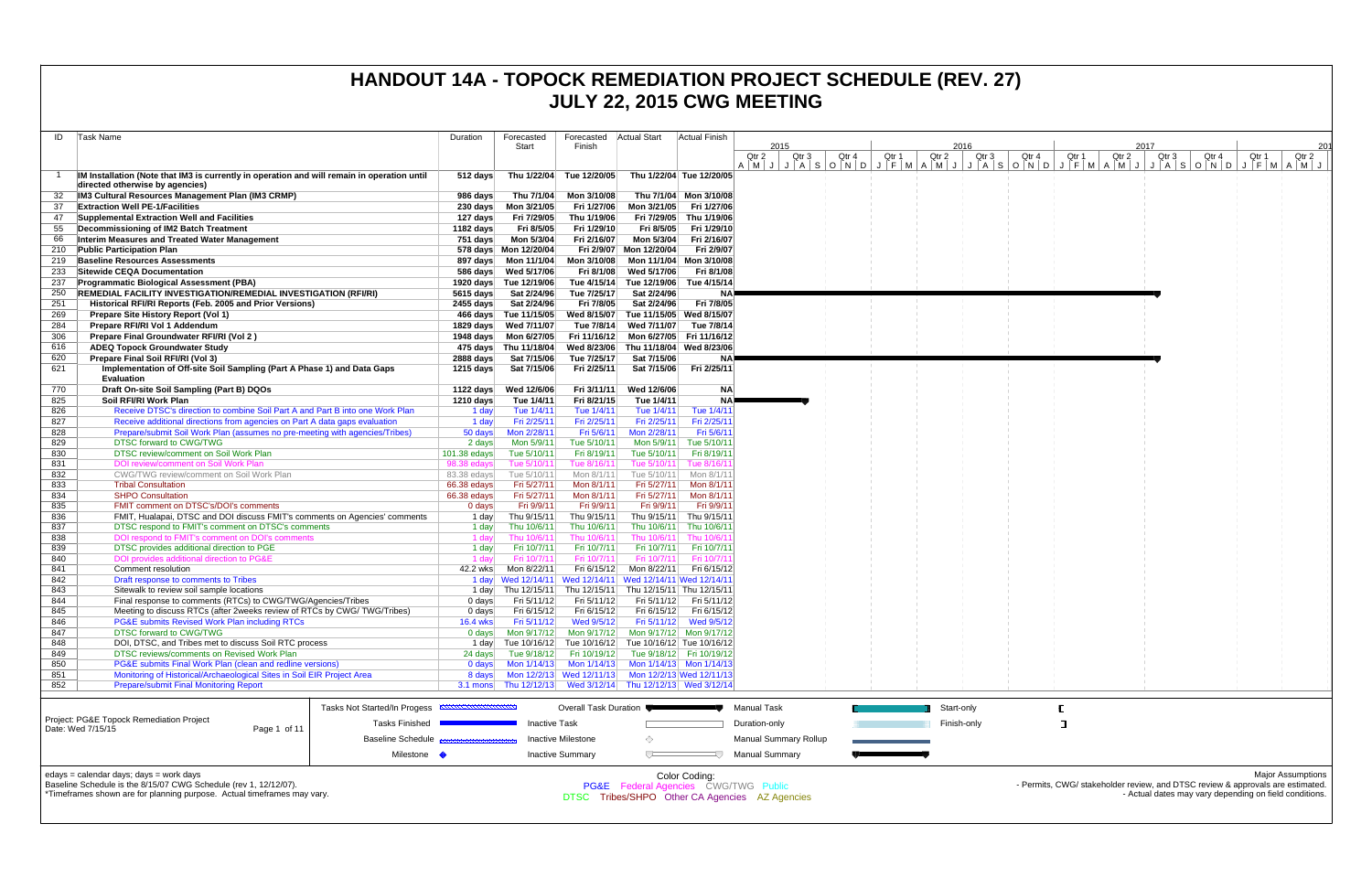# HANDOUT 14A - TOPOCK REMEDIATION PROJECT SCHEDULE (REV. 27)
## JULY 22, 2015 CWG MEETING

| ID | Task Name | Duration | Forecasted Start | Forecasted Finish | Actual Start | Actual Finish |
|---|---|---|---|---|---|---|
| 1 | **IM Installation (Note that IM3 is currently in operation and will remain in operation until directed otherwise by agencies)** | **512 days** | **Thu 1/22/04** | **Tue 12/20/05** | **Thu 1/22/04** | **Tue 12/20/05** |
| 32 | **IM3 Cultural Resources Management Plan (IM3 CRMP)** | **986 days** | **Thu 7/1/04** | **Mon 3/10/08** | **Thu 7/1/04** | **Mon 3/10/08** |
| 37 | **Extraction Well PE-1/Facilities** | **230 days** | **Mon 3/21/05** | **Fri 1/27/06** | **Mon 3/21/05** | **Fri 1/27/06** |
| 47 | **Supplemental Extraction Well and Facilities** | **127 days** | **Fri 7/29/05** | **Thu 1/19/06** | **Fri 7/29/05** | **Thu 1/19/06** |
| 55 | **Decommissioning of IM2 Batch Treatment** | **1182 days** | **Fri 8/5/05** | **Fri 1/29/10** | **Fri 8/5/05** | **Fri 1/29/10** |
| 66 | **Interim Measures and Treated Water Management** | **751 days** | **Mon 5/3/04** | **Fri 2/16/07** | **Mon 5/3/04** | **Fri 2/16/07** |
| 210 | **Public Participation Plan** | **578 days** | **Mon 12/20/04** | **Fri 2/9/07** | **Mon 12/20/04** | **Fri 2/9/07** |
| 219 | **Baseline Resources Assessments** | **897 days** | **Mon 11/1/04** | **Mon 3/10/08** | **Mon 11/1/04** | **Mon 3/10/08** |
| 233 | **Sitewide CEQA Documentation** | **586 days** | **Wed 5/17/06** | **Fri 8/1/08** | **Wed 5/17/06** | **Fri 8/1/08** |
| 237 | **Programmatic Biological Assessment (PBA)** | **1920 days** | **Tue 12/19/06** | **Tue 4/15/14** | **Tue 12/19/06** | **Tue 4/15/14** |
| 250 | **REMEDIAL FACILITY INVESTIGATION/REMEDIAL INVESTIGATION (RFI/RI)** | **5615 days** | **Sat 2/24/96** | **Tue 7/25/17** | **Sat 2/24/96** | **NA** |
| 251 | **Historical RFI/RI Reports (Feb. 2005 and Prior Versions)** | **2455 days** | **Sat 2/24/96** | **Fri 7/8/05** | **Sat 2/24/96** | **Fri 7/8/05** |
| 269 | **Prepare Site History Report (Vol 1)** | **466 days** | **Tue 11/15/05** | **Wed 8/15/07** | **Tue 11/15/05** | **Wed 8/15/07** |
| 284 | **Prepare RFI/RI Vol 1 Addendum** | **1829 days** | **Wed 7/11/07** | **Tue 7/8/14** | **Wed 7/11/07** | **Tue 7/8/14** |
| 306 | **Prepare Final Groundwater RFI/RI (Vol 2 )** | **1948 days** | **Mon 6/27/05** | **Fri 11/16/12** | **Mon 6/27/05** | **Fri 11/16/12** |
| 616 | **ADEQ Topock Groundwater Study** | **475 days** | **Thu 11/18/04** | **Wed 8/23/06** | **Thu 11/18/04** | **Wed 8/23/06** |
| 620 | **Prepare Final Soil RFI/RI (Vol 3)** | **2888 days** | **Sat 7/15/06** | **Tue 7/25/17** | **Sat 7/15/06** | **NA** |
| 621 | **Implementation of Off-site Soil Sampling (Part A Phase 1) and Data Gaps Evaluation** | **1215 days** | **Sat 7/15/06** | **Fri 2/25/11** | **Sat 7/15/06** | **Fri 2/25/11** |
| 770 | **Draft On-site Soil Sampling (Part B) DQOs** | **1122 days** | **Wed 12/6/06** | **Fri 3/11/11** | **Wed 12/6/06** | **NA** |
| 825 | **Soil RFI/RI Work Plan** | **1210 days** | **Tue 1/4/11** | **Fri 8/21/15** | **Tue 1/4/11** | **NA** |
| 826 | Receive DTSC's direction to combine Soil Part A and Part B into one Work Plan | 1 day | Tue 1/4/11 | Tue 1/4/11 | Tue 1/4/11 | Tue 1/4/11 |
| 827 | Receive additional directions from agencies on Part A data gaps evaluation | 1 day | Fri 2/25/11 | Fri 2/25/11 | Fri 2/25/11 | Fri 2/25/11 |
| 828 | Prepare/submit Soil Work Plan (assumes no pre-meeting with agencies/Tribes) | 50 days | Mon 2/28/11 | Fri 5/6/11 | Mon 2/28/11 | Fri 5/6/11 |
| 829 | DTSC forward to CWG/TWG | 2 days | Mon 5/9/11 | Tue 5/10/11 | Mon 5/9/11 | Tue 5/10/11 |
| 830 | DTSC review/comment on Soil Work Plan | 101.38 edays | Tue 5/10/11 | Fri 8/19/11 | Tue 5/10/11 | Fri 8/19/11 |
| 831 | DOI review/comment on Soil Work Plan | 98.38 edays | Tue 5/10/11 | Tue 8/16/11 | Tue 5/10/11 | Tue 8/16/11 |
| 832 | CWG/TWG review/comment on Soil Work Plan | 83.38 edays | Tue 5/10/11 | Mon 8/1/11 | Tue 5/10/11 | Mon 8/1/11 |
| 833 | Tribal Consultation | 66.38 edays | Fri 5/27/11 | Mon 8/1/11 | Fri 5/27/11 | Mon 8/1/11 |
| 834 | SHPO Consultation | 66.38 edays | Fri 5/27/11 | Mon 8/1/11 | Fri 5/27/11 | Mon 8/1/11 |
| 835 | FMIT comment on DTSC's/DOI's comments | 0 days | Fri 9/9/11 | Fri 9/9/11 | Fri 9/9/11 | Fri 9/9/11 |
| 836 | FMIT, Hualapai, DTSC and DOI discuss FMIT's comments on Agencies' comments | 1 day | Thu 9/15/11 | Thu 9/15/11 | Thu 9/15/11 | Thu 9/15/11 |
| 837 | DTSC respond to FMIT's comment on DTSC's comments | 1 day | Thu 10/6/11 | Thu 10/6/11 | Thu 10/6/11 | Thu 10/6/11 |
| 838 | DOI respond to FMIT's comment on DOI's comments | 1 day | Thu 10/6/11 | Thu 10/6/11 | Thu 10/6/11 | Thu 10/6/11 |
| 839 | DTSC provides additional direction to PGE | 1 day | Fri 10/7/11 | Fri 10/7/11 | Fri 10/7/11 | Fri 10/7/11 |
| 840 | DOI provides additional direction to PG&E | 1 day | Fri 10/7/11 | Fri 10/7/11 | Fri 10/7/11 | Fri 10/7/11 |
| 841 | Comment resolution | 42.2 wks | Mon 8/22/11 | Fri 6/15/12 | Mon 8/22/11 | Fri 6/15/12 |
| 842 | Draft response to comments to Tribes | 1 day | Wed 12/14/11 | Wed 12/14/11 | Wed 12/14/11 | Wed 12/14/11 |
| 843 | Sitewalk to review soil sample locations | 1 day | Thu 12/15/11 | Thu 12/15/11 | Thu 12/15/11 | Thu 12/15/11 |
| 844 | Final response to comments (RTCs) to CWG/TWG/Agencies/Tribes | 0 days | Fri 5/11/12 | Fri 5/11/12 | Fri 5/11/12 | Fri 5/11/12 |
| 845 | Meeting to discuss RTCs (after 2weeks review of RTCs by CWG/ TWG/Tribes) | 0 days | Fri 6/15/12 | Fri 6/15/12 | Fri 6/15/12 | Fri 6/15/12 |
| 846 | PG&E submits Revised Work Plan including RTCs | 16.4 wks | Fri 5/11/12 | Wed 9/5/12 | Fri 5/11/12 | Wed 9/5/12 |
| 847 | DTSC forward to CWG/TWG | 0 days | Mon 9/17/12 | Mon 9/17/12 | Mon 9/17/12 | Mon 9/17/12 |
| 848 | DOI, DTSC, and Tribes met to discuss Soil RTC process | 1 day | Tue 10/16/12 | Tue 10/16/12 | Tue 10/16/12 | Tue 10/16/12 |
| 849 | DTSC reviews/comments on Revised Work Plan | 24 days | Tue 9/18/12 | Fri 10/19/12 | Tue 9/18/12 | Fri 10/19/12 |
| 850 | PG&E submits Final Work Plan (clean and redline versions) | 0 days | Mon 1/14/13 | Mon 1/14/13 | Mon 1/14/13 | Mon 1/14/13 |
| 851 | Monitoring of Historical/Archaeological Sites in Soil EIR Project Area | 8 days | Mon 12/2/13 | Wed 12/11/13 | Mon 12/2/13 | Wed 12/11/13 |
| 852 | Prepare/submit Final Monitoring Report | 3.1 mons | Thu 12/12/13 | Wed 3/12/14 | Thu 12/12/13 | Wed 3/12/14 |

Project: PG&E Topock Remediation Project
Date: Wed 7/15/15

Legend: Tasks Not Started/In Progess; Tasks Finished; Baseline Schedule; Milestone; Overall Task Duration; Inactive Task; Inactive Milestone; Inactive Summary; Manual Task; Duration-only; Manual Summary Rollup; Manual Summary; Start-only; Finish-only

edays = calendar days; days = work days
Baseline Schedule is the 8/15/07 CWG Schedule (rev 1, 12/12/07).
*Timeframes shown are for planning purpose. Actual timeframes may vary.

Color Coding:
PG&E Federal Agencies CWG/TWG Public
DTSC Tribes/SHPO Other CA Agencies AZ Agencies

Major Assumptions
- Permits, CWG/ stakeholder review, and DTSC review & approvals are estimated.
- Actual dates may vary depending on field conditions.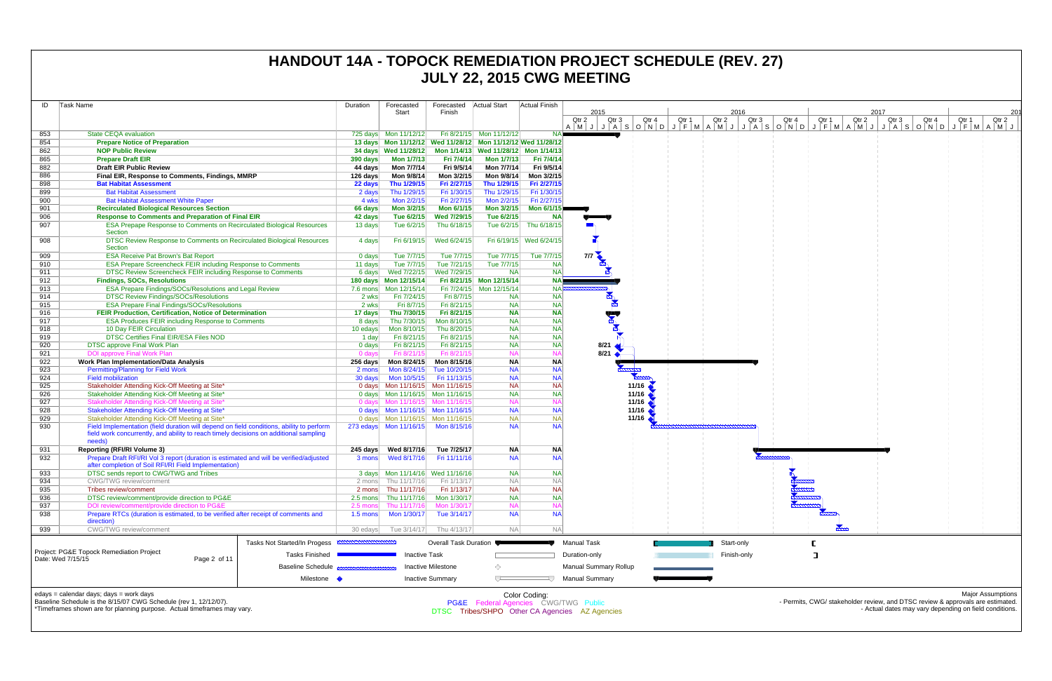# HANDOUT 14A - TOPOCK REMEDIATION PROJECT SCHEDULE (REV. 27)
## JULY 22, 2015 CWG MEETING

| ID | Task Name | Duration | Forecasted Start | Forecasted Finish | Actual Start | Actual Finish |
|---|---|---|---|---|---|---|
| 853 | State CEQA evaluation | 725 days | Mon 11/12/12 | Fri 8/21/15 | Mon 11/12/12 | NA |
| 854 | **Prepare Notice of Preparation** | 13 days | Mon 11/12/12 | Wed 11/28/12 | Mon 11/12/12 | Wed 11/28/12 |
| 862 | **NOP Public Review** | 34 days | Wed 11/28/12 | Mon 1/14/13 | Wed 11/28/12 | Mon 1/14/13 |
| 865 | **Prepare Draft EIR** | 390 days | Mon 1/7/13 | Fri 7/4/14 | Mon 1/7/13 | Fri 7/4/14 |
| 882 | **Draft EIR Public Review** | 44 days | Mon 7/7/14 | Fri 9/5/14 | Mon 7/7/14 | Fri 9/5/14 |
| 886 | **Final EIR, Response to Comments, Findings, MMRP** | 126 days | Mon 9/8/14 | Mon 3/2/15 | Mon 9/8/14 | Mon 3/2/15 |
| 898 | **Bat Habitat Assessment** | 22 days | Thu 1/29/15 | Fri 2/27/15 | Thu 1/29/15 | Fri 2/27/15 |
| 899 | Bat Habitat Assessment | 2 days | Thu 1/29/15 | Fri 1/30/15 | Thu 1/29/15 | Fri 1/30/15 |
| 900 | Bat Habitat Assessment White Paper | 4 wks | Mon 2/2/15 | Fri 2/27/15 | Mon 2/2/15 | Fri 2/27/15 |
| 901 | **Recirculated Biological Resources Section** | 66 days | Mon 3/2/15 | Mon 6/1/15 | Mon 3/2/15 | Mon 6/1/15 |
| 906 | **Response to Comments and Preparation of Final EIR** | 42 days | Tue 6/2/15 | Wed 7/29/15 | Tue 6/2/15 | NA |
| 907 | ESA Prepape Response to Comments on Recirculated Biological Resources Section | 13 days | Tue 6/2/15 | Thu 6/18/15 | Tue 6/2/15 | Thu 6/18/15 |
| 908 | DTSC Review Response to Comments on Recirculated Biological Resources Section | 4 days | Fri 6/19/15 | Wed 6/24/15 | Fri 6/19/15 | Wed 6/24/15 |
| 909 | ESA Receive Pat Brown's Bat Report | 0 days | Tue 7/7/15 | Tue 7/7/15 | Tue 7/7/15 | Tue 7/7/15 |
| 910 | ESA Prepare Screencheck FEIR including Response to Comments | 11 days | Tue 7/7/15 | Tue 7/21/15 | Tue 7/7/15 | NA |
| 911 | DTSC Review Screencheck FEIR including Response to Comments | 6 days | Wed 7/22/15 | Wed 7/29/15 | NA | NA |
| 912 | **Findings, SOCs, Resolutions** | 180 days | Mon 12/15/14 | Fri 8/21/15 | Mon 12/15/14 | NA |
| 913 | ESA Prepare Findings/SOCs/Resolutions and Legal Review | 7.6 mons | Mon 12/15/14 | Fri 7/24/15 | Mon 12/15/14 | NA |
| 914 | DTSC Review Findings/SOCs/Resolutions | 2 wks | Fri 7/24/15 | Fri 8/7/15 | NA | NA |
| 915 | ESA Prepare Final Findings/SOCs/Resolutions | 2 wks | Fri 8/7/15 | Fri 8/21/15 | NA | NA |
| 916 | **FEIR Production, Certification, Notice of Determination** | 17 days | Thu 7/30/15 | Fri 8/21/15 | NA | NA |
| 917 | ESA Produces FEIR including Response to Comments | 8 days | Thu 7/30/15 | Mon 8/10/15 | NA | NA |
| 918 | 10 Day FEIR Circulation | 10 edays | Mon 8/10/15 | Thu 8/20/15 | NA | NA |
| 919 | DTSC Certifies Final EIR/ESA Files NOD | 1 day | Fri 8/21/15 | Fri 8/21/15 | NA | NA |
| 920 | DTSC approve Final Work Plan | 0 days | Fri 8/21/15 | Fri 8/21/15 | NA | NA |
| 921 | DOI approve Final Work Plan | 0 days | Fri 8/21/15 | Fri 8/21/15 | NA | NA |
| 922 | **Work Plan Implementation/Data Analysis** | 256 days | Mon 8/24/15 | Mon 8/15/16 | NA | NA |
| 923 | Permitting/Planning for Field Work | 2 mons | Mon 8/24/15 | Tue 10/20/15 | NA | NA |
| 924 | Field mobilization | 30 days | Mon 10/5/15 | Fri 11/13/15 | NA | NA |
| 925 | Stakeholder Attending Kick-Off Meeting at Site* | 0 days | Mon 11/16/15 | Mon 11/16/15 | NA | NA |
| 926 | Stakeholder Attending Kick-Off Meeting at Site* | 0 days | Mon 11/16/15 | Mon 11/16/15 | NA | NA |
| 927 | Stakeholder Attending Kick-Off Meeting at Site* | 0 days | Mon 11/16/15 | Mon 11/16/15 | NA | NA |
| 928 | Stakeholder Attending Kick-Off Meeting at Site* | 0 days | Mon 11/16/15 | Mon 11/16/15 | NA | NA |
| 929 | Stakeholder Attending Kick-Off Meeting at Site* | 0 days | Mon 11/16/15 | Mon 11/16/15 | NA | NA |
| 930 | Field Implementation (field duration will depend on field conditions, ability to perform field work concurrently, and ability to reach timely decisions on additional sampling needs) | 273 edays | Mon 11/16/15 | Mon 8/15/16 | NA | NA |
| 931 | **Reporting (RFI/RI Volume 3)** | 245 days | Wed 8/17/16 | Tue 7/25/17 | NA | NA |
| 932 | Prepare Draft RFI/RI Vol 3 report (duration is estimated and will be verified/adjusted after completion of Soil RFI/RI Field Implementation) | 3 mons | Wed 8/17/16 | Fri 11/11/16 | NA | NA |
| 933 | DTSC sends report to CWG/TWG and Tribes | 3 days | Mon 11/14/16 | Wed 11/16/16 | NA | NA |
| 934 | CWG/TWG review/comment | 2 mons | Thu 11/17/16 | Fri 1/13/17 | NA | NA |
| 935 | Tribes review/comment | 2 mons | Thu 11/17/16 | Fri 1/13/17 | NA | NA |
| 936 | DTSC review/comment/provide direction to PG&E | 2.5 mons | Thu 11/17/16 | Mon 1/30/17 | NA | NA |
| 937 | DOI review/comment/provide direction to PG&E | 2.5 mons | Thu 11/17/16 | Mon 1/30/17 | NA | NA |
| 938 | Prepare RTCs (duration is estimated, to be verified after receipt of comments and direction) | 1.5 mons | Mon 1/30/17 | Tue 3/14/17 | NA | NA |
| 939 | CWG/TWG review/comment | 30 edays | Tue 3/14/17 | Thu 4/13/17 | NA | NA |

Project: PG&E Topock Remediation Project
Date: Wed 7/15/15

Legend: Tasks Not Started/In Progess; Tasks Finished; Baseline Schedule; Milestone; Overall Task Duration; Inactive Task; Inactive Milestone; Inactive Summary; Manual Task; Duration-only; Manual Summary Rollup; Manual Summary; Start-only; Finish-only

edays = calendar days; days = work days
Baseline Schedule is the 8/15/07 CWG Schedule (rev 1, 12/12/07).
*Timeframes shown are for planning purpose. Actual timeframes may vary.

Color Coding:
PG&E Federal Agencies CWG/TWG Public
DTSC Tribes/SHPO Other CA Agencies AZ Agencies

Major Assumptions
- Permits, CWG/ stakeholder review, and DTSC review & approvals are estimated.
- Actual dates may vary depending on field conditions.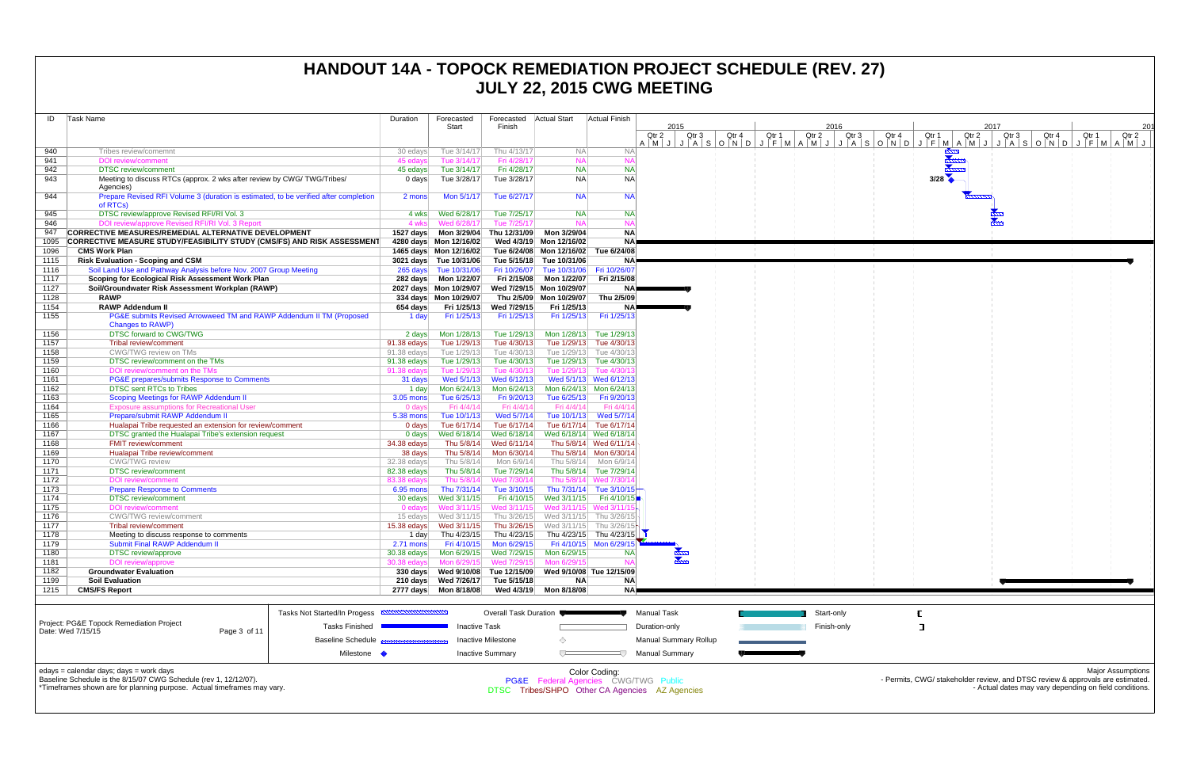# HANDOUT 14A - TOPOCK REMEDIATION PROJECT SCHEDULE (REV. 27)
## JULY 22, 2015 CWG MEETING

| ID | Task Name | Duration | Forecasted Start | Forecasted Finish | Actual Start | Actual Finish |
|---|---|---|---|---|---|---|
| 940 | Tribes review/comemnt | 30 edays | Tue 3/14/17 | Thu 4/13/17 | NA | NA |
| 941 | DOI review/comment | 45 edays | Tue 3/14/17 | Fri 4/28/17 | NA | NA |
| 942 | DTSC review/comment | 45 edays | Tue 3/14/17 | Fri 4/28/17 | NA | NA |
| 943 | Meeting to discuss RTCs (approx. 2 wks after review by CWG/ TWG/Tribes/ Agencies) | 0 days | Tue 3/28/17 | Tue 3/28/17 | NA | NA |
| 944 | Prepare Revised RFI Volume 3 (duration is estimated, to be verified after completion of RTCs) | 2 mons | Mon 5/1/17 | Tue 6/27/17 | NA | NA |
| 945 | DTSC review/approve Revised RFI/RI Vol. 3 | 4 wks | Wed 6/28/17 | Tue 7/25/17 | NA | NA |
| 946 | DOI review/approve Revised RFI/RI Vol. 3 Report | 4 wks | Wed 6/28/17 | Tue 7/25/17 | NA | NA |
| 947 | **CORRECTIVE MEASURES/REMEDIAL ALTERNATIVE DEVELOPMENT** | **1527 days** | **Mon 3/29/04** | **Thu 12/31/09** | **Mon 3/29/04** | **NA** |
| 1095 | **CORRECTIVE MEASURE STUDY/FEASIBILITY STUDY (CMS/FS) AND RISK ASSESSMENT** | **4280 edays** | **Mon 12/16/02** | **Wed 4/3/19** | **Mon 12/16/02** | **NA** |
| 1096 | **CMS Work Plan** | **1465 days** | **Mon 12/16/02** | **Tue 6/24/08** | **Mon 12/16/02** | **Tue 6/24/08** |
| 1115 | **Risk Evaluation - Scoping and CSM** | **3021 days** | **Tue 10/31/06** | **Tue 5/15/18** | **Tue 10/31/06** | **NA** |
| 1116 | Soil Land Use and Pathway Analysis before Nov. 2007 Group Meeting | 265 days | Tue 10/31/06 | Fri 10/26/07 | Tue 10/31/06 | Fri 10/26/07 |
| 1117 | **Scoping for Ecological Risk Assessment Work Plan** | **282 days** | **Mon 1/22/07** | **Fri 2/15/08** | **Mon 1/22/07** | **Fri 2/15/08** |
| 1127 | **Soil/Groundwater Risk Assessment Workplan (RAWP)** | **2027 days** | **Mon 10/29/07** | **Wed 7/29/15** | **Mon 10/29/07** | **NA** |
| 1128 | **RAWP** | **334 days** | **Mon 10/29/07** | **Thu 2/5/09** | **Mon 10/29/07** | **Thu 2/5/09** |
| 1154 | **RAWP Addendum II** | **654 days** | **Fri 1/25/13** | **Wed 7/29/15** | **Fri 1/25/13** | **NA** |
| 1155 | PG&E submits Revised Arrowweed TM and RAWP Addendum II TM (Proposed Changes to RAWP) | 1 day | Fri 1/25/13 | Fri 1/25/13 | Fri 1/25/13 | Fri 1/25/13 |
| 1156 | DTSC forward to CWG/TWG | 2 days | Mon 1/28/13 | Tue 1/29/13 | Mon 1/28/13 | Tue 1/29/13 |
| 1157 | Tribal review/comment | 91.38 edays | Tue 1/29/13 | Tue 4/30/13 | Tue 1/29/13 | Tue 4/30/13 |
| 1158 | CWG/TWG review on TMs | 91.38 edays | Tue 1/29/13 | Tue 4/30/13 | Tue 1/29/13 | Tue 4/30/13 |
| 1159 | DTSC review/comment on the TMs | 91.38 edays | Tue 1/29/13 | Tue 4/30/13 | Tue 1/29/13 | Tue 4/30/13 |
| 1160 | DOI review/comment on the TMs | 91.38 edays | Tue 1/29/13 | Tue 4/30/13 | Tue 1/29/13 | Tue 4/30/13 |
| 1161 | PG&E prepares/submits Response to Comments | 31 days | Wed 5/1/13 | Wed 6/12/13 | Wed 5/1/13 | Wed 6/12/13 |
| 1162 | DTSC sent RTCs to Tribes | 1 day | Mon 6/24/13 | Mon 6/24/13 | Mon 6/24/13 | Mon 6/24/13 |
| 1163 | Scoping Meetings for RAWP Addendum II | 3.05 mons | Tue 6/25/13 | Fri 9/20/13 | Tue 6/25/13 | Fri 9/20/13 |
| 1164 | Exposure assumptions for Recreational User | 0 days | Fri 4/4/14 | Fri 4/4/14 | Fri 4/4/14 | Fri 4/4/14 |
| 1165 | Prepare/submit RAWP Addendum II | 5.38 mons | Tue 10/1/13 | Wed 5/7/14 | Tue 10/1/13 | Wed 5/7/14 |
| 1166 | Hualapai Tribe requested an extension for review/comment | 0 days | Tue 6/17/14 | Tue 6/17/14 | Tue 6/17/14 | Tue 6/17/14 |
| 1167 | DTSC granted the Hualapai Tribe's extension request | 0 days | Wed 6/18/14 | Wed 6/18/14 | Wed 6/18/14 | Wed 6/18/14 |
| 1168 | FMIT review/comment | 34.38 edays | Thu 5/8/14 | Wed 6/11/14 | Thu 5/8/14 | Wed 6/11/14 |
| 1169 | Hualapai Tribe review/comment | 38 days | Thu 5/8/14 | Mon 6/30/14 | Thu 5/8/14 | Mon 6/30/14 |
| 1170 | CWG/TWG review | 32.38 edays | Thu 5/8/14 | Mon 6/9/14 | Thu 5/8/14 | Mon 6/9/14 |
| 1171 | DTSC review/comment | 82.38 edays | Thu 5/8/14 | Tue 7/29/14 | Thu 5/8/14 | Tue 7/29/14 |
| 1172 | DOI review/comment | 83.38 edays | Thu 5/8/14 | Wed 7/30/14 | Thu 5/8/14 | Wed 7/30/14 |
| 1173 | Prepare Response to Comments | 6.95 mons | Thu 7/31/14 | Tue 3/10/15 | Thu 7/31/14 | Tue 3/10/15 |
| 1174 | DTSC review/comment | 30 edays | Wed 3/11/15 | Fri 4/10/15 | Wed 3/11/15 | Fri 4/10/15 |
| 1175 | DOI review/comment | 0 edays | Wed 3/11/15 | Wed 3/11/15 | Wed 3/11/15 | Wed 3/11/15 |
| 1176 | CWG/TWG review/comment | 15 edays | Wed 3/11/15 | Thu 3/26/15 | Wed 3/11/15 | Thu 3/26/15 |
| 1177 | Tribal review/comment | 15.38 edays | Wed 3/11/15 | Thu 3/26/15 | Wed 3/11/15 | Thu 3/26/15 |
| 1178 | Meeting to discuss response to comments | 1 day | Thu 4/23/15 | Thu 4/23/15 | Thu 4/23/15 | Thu 4/23/15 |
| 1179 | Submit Final RAWP Addendum II | 2.71 mons | Fri 4/10/15 | Mon 6/29/15 | Fri 4/10/15 | Mon 6/29/15 |
| 1180 | DTSC review/approve | 30.38 edays | Mon 6/29/15 | Wed 7/29/15 | Mon 6/29/15 | NA |
| 1181 | DOI review/approve | 30.38 edays | Mon 6/29/15 | Wed 7/29/15 | Mon 6/29/15 | NA |
| 1182 | **Groundwater Evaluation** | **330 days** | **Wed 9/10/08** | **Tue 12/15/09** | **Wed 9/10/08** | **Tue 12/15/09** |
| 1199 | **Soil Evaluation** | **210 days** | **Wed 7/26/17** | **Tue 5/15/18** | **NA** | **NA** |
| 1215 | **CMS/FS Report** | **2777 days** | **Mon 8/18/08** | **Wed 4/3/19** | **Mon 8/18/08** | **NA** |

Project: PG&E Topock Remediation Project
Date: Wed 7/15/15

Legend: Tasks Not Started/In Progess; Tasks Finished; Baseline Schedule; Milestone; Overall Task Duration; Inactive Task; Inactive Milestone; Inactive Summary; Manual Task; Duration-only; Manual Summary Rollup; Manual Summary; Start-only; Finish-only

edays = calendar days; days = work days
Baseline Schedule is the 8/15/07 CWG Schedule (rev 1, 12/12/07).
*Timeframes shown are for planning purpose. Actual timeframes may vary.

Color Coding:
PG&E Federal Agencies CWG/TWG Public
DTSC Tribes/SHPO Other CA Agencies AZ Agencies

Major Assumptions
- Permits, CWG/ stakeholder review, and DTSC review & approvals are estimated.
- Actual dates may vary depending on field conditions.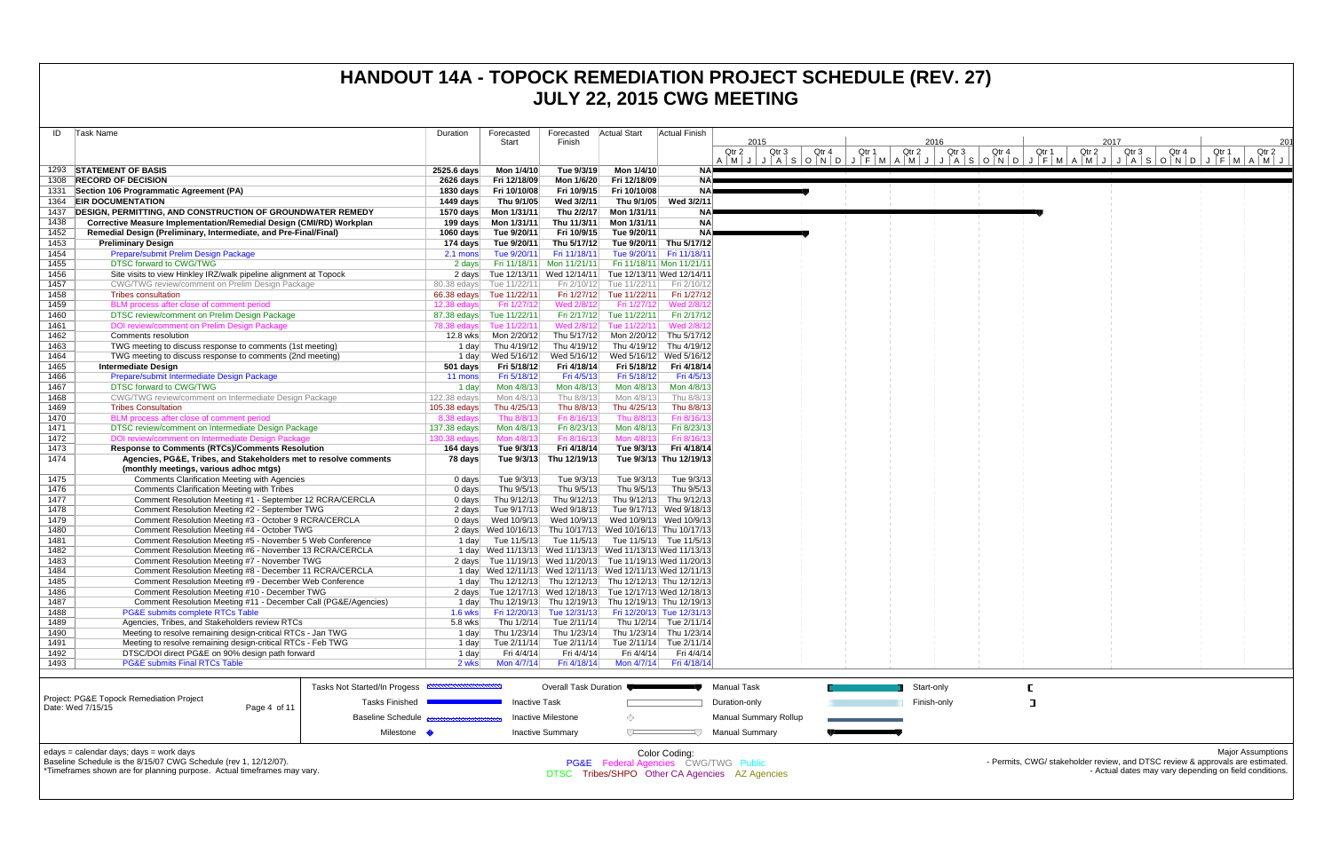# HANDOUT 14A - TOPOCK REMEDIATION PROJECT SCHEDULE (REV. 27)
# JULY 22, 2015 CWG MEETING

| ID | Task Name | Duration | Forecasted Start | Forecasted Finish | Actual Start | Actual Finish |
|---|---|---|---|---|---|---|
| 1293 | **STATEMENT OF BASIS** | **2525.6 days** | **Mon 1/4/10** | **Tue 9/3/19** | **Mon 1/4/10** | **NA** |
| 1308 | **RECORD OF DECISION** | **2626 days** | **Fri 12/18/09** | **Mon 1/6/20** | **Fri 12/18/09** | **NA** |
| 1331 | **Section 106 Programmatic Agreement (PA)** | **1830 days** | **Fri 10/10/08** | **Fri 10/9/15** | **Fri 10/10/08** | **NA** |
| 1364 | **EIR DOCUMENTATION** | **1449 days** | **Thu 9/1/05** | **Wed 3/2/11** | **Thu 9/1/05** | **Wed 3/2/11** |
| 1437 | **DESIGN, PERMITTING, AND CONSTRUCTION OF GROUNDWATER REMEDY** | **1570 days** | **Mon 1/31/11** | **Thu 2/2/17** | **Mon 1/31/11** | **NA** |
| 1438 | **Corrective Measure Implementation/Remedial Design (CMI/RD) Workplan** | **199 days** | **Mon 1/31/11** | **Thu 11/3/11** | **Mon 1/31/11** | **NA** |
| 1452 | **Remedial Design (Preliminary, Intermediate, and Pre-Final/Final)** | **1060 days** | **Tue 9/20/11** | **Fri 10/9/15** | **Tue 9/20/11** | **NA** |
| 1453 | **Preliminary Design** | **174 days** | **Tue 9/20/11** | **Thu 5/17/12** | **Tue 9/20/11** | **Thu 5/17/12** |
| 1454 | Prepare/submit Prelim Design Package | 2.1 mons | Tue 9/20/11 | Fri 11/18/11 | Tue 9/20/11 | Fri 11/18/11 |
| 1455 | DTSC forward to CWG/TWG | 2 days | Fri 11/18/11 | Mon 11/21/11 | Fri 11/18/11 | Mon 11/21/11 |
| 1456 | Site visits to view Hinkley IRZ/walk pipeline alignment at Topock | 2 days | Tue 12/13/11 | Wed 12/14/11 | Tue 12/13/11 | Wed 12/14/11 |
| 1457 | CWG/TWG review/comment on Prelim Design Package | 80.38 edays | Tue 11/22/11 | Fri 2/10/12 | Tue 11/22/11 | Fri 2/10/12 |
| 1458 | Tribes consultation | 66.38 edays | Tue 11/22/11 | Fri 1/27/12 | Tue 11/22/11 | Fri 1/27/12 |
| 1459 | BLM process after close of comment period | 12.38 edays | Fri 1/27/12 | Wed 2/8/12 | Fri 1/27/12 | Wed 2/8/12 |
| 1460 | DTSC review/comment on Prelim Design Package | 87.38 edays | Tue 11/22/11 | Fri 2/17/12 | Tue 11/22/11 | Fri 2/17/12 |
| 1461 | DOI review/comment on Prelim Design Package | 78.38 edays | Tue 11/22/11 | Wed 2/8/12 | Tue 11/22/11 | Wed 2/8/12 |
| 1462 | Comments resolution | 12.8 wks | Mon 2/20/12 | Thu 5/17/12 | Mon 2/20/12 | Thu 5/17/12 |
| 1463 | TWG meeting to discuss response to comments (1st meeting) | 1 day | Thu 4/19/12 | Thu 4/19/12 | Thu 4/19/12 | Thu 4/19/12 |
| 1464 | TWG meeting to discuss response to comments (2nd meeting) | 1 day | Wed 5/16/12 | Wed 5/16/12 | Wed 5/16/12 | Wed 5/16/12 |
| 1465 | **Intermediate Design** | **501 days** | **Fri 5/18/12** | **Fri 4/18/14** | **Fri 5/18/12** | **Fri 4/18/14** |
| 1466 | Prepare/submit Intermediate Design Package | 11 mons | Fri 5/18/12 | Fri 4/5/13 | Fri 5/18/12 | Fri 4/5/13 |
| 1467 | DTSC forward to CWG/TWG | 1 day | Mon 4/8/13 | Mon 4/8/13 | Mon 4/8/13 | Mon 4/8/13 |
| 1468 | CWG/TWG review/comment on Intermediate Design Package | 122.38 edays | Mon 4/8/13 | Thu 8/8/13 | Mon 4/8/13 | Thu 8/8/13 |
| 1469 | Tribes Consultation | 105.38 edays | Thu 4/25/13 | Thu 8/8/13 | Thu 4/25/13 | Thu 8/8/13 |
| 1470 | BLM process after close of comment period | 8.38 edays | Thu 8/8/13 | Fri 8/16/13 | Thu 8/8/13 | Fri 8/16/13 |
| 1471 | DTSC review/comment on Intermediate Design Package | 137.38 edays | Mon 4/8/13 | Fri 8/23/13 | Mon 4/8/13 | Fri 8/23/13 |
| 1472 | DOI review/comment on Intermediate Design Package | 130.38 edays | Mon 4/8/13 | Fri 8/16/13 | Mon 4/8/13 | Fri 8/16/13 |
| 1473 | **Response to Comments (RTCs)/Comments Resolution** | **164 days** | **Tue 9/3/13** | **Fri 4/18/14** | **Tue 9/3/13** | **Fri 4/18/14** |
| 1474 | **Agencies, PG&E, Tribes, and Stakeholders met to resolve comments (monthly meetings, various adhoc mtgs)** | **78 days** | **Tue 9/3/13** | **Thu 12/19/13** | **Tue 9/3/13** | **Thu 12/19/13** |
| 1475 | Comments Clarification Meeting with Agencies | 0 days | Tue 9/3/13 | Tue 9/3/13 | Tue 9/3/13 | Tue 9/3/13 |
| 1476 | Comments Clarification Meeting with Tribes | 0 days | Thu 9/5/13 | Thu 9/5/13 | Thu 9/5/13 | Thu 9/5/13 |
| 1477 | Comment Resolution Meeting #1 - September 12 RCRA/CERCLA | 0 days | Thu 9/12/13 | Thu 9/12/13 | Thu 9/12/13 | Thu 9/12/13 |
| 1478 | Comment Resolution Meeting #2 - September TWG | 2 days | Tue 9/17/13 | Wed 9/18/13 | Tue 9/17/13 | Wed 9/18/13 |
| 1479 | Comment Resolution Meeting #3 - October 9 RCRA/CERCLA | 0 days | Wed 10/9/13 | Wed 10/9/13 | Wed 10/9/13 | Wed 10/9/13 |
| 1480 | Comment Resolution Meeting #4 - October TWG | 2 days | Wed 10/16/13 | Thu 10/17/13 | Wed 10/16/13 | Thu 10/17/13 |
| 1481 | Comment Resolution Meeting #5 - November 5 Web Conference | 1 day | Tue 11/5/13 | Tue 11/5/13 | Tue 11/5/13 | Tue 11/5/13 |
| 1482 | Comment Resolution Meeting #6 - November 13 RCRA/CERCLA | 1 day | Wed 11/13/13 | Wed 11/13/13 | Wed 11/13/13 | Wed 11/13/13 |
| 1483 | Comment Resolution Meeting #7 - November TWG | 2 days | Tue 11/19/13 | Wed 11/20/13 | Tue 11/19/13 | Wed 11/20/13 |
| 1484 | Comment Resolution Meeting #8 - December 11 RCRA/CERCLA | 1 day | Wed 12/11/13 | Wed 12/11/13 | Wed 12/11/13 | Wed 12/11/13 |
| 1485 | Comment Resolution Meeting #9 - December Web Conference | 1 day | Thu 12/12/13 | Thu 12/12/13 | Thu 12/12/13 | Thu 12/12/13 |
| 1486 | Comment Resolution Meeting #10 - December TWG | 2 days | Tue 12/17/13 | Wed 12/18/13 | Tue 12/17/13 | Wed 12/18/13 |
| 1487 | Comment Resolution Meeting #11 - December Call (PG&E/Agencies) | 1 day | Thu 12/19/13 | Thu 12/19/13 | Thu 12/19/13 | Thu 12/19/13 |
| 1488 | PG&E submits complete RTCs Table | 1.6 wks | Fri 12/20/13 | Tue 12/31/13 | Fri 12/20/13 | Tue 12/31/13 |
| 1489 | Agencies, Tribes, and Stakeholders review RTCs | 5.8 wks | Thu 1/2/14 | Tue 2/11/14 | Thu 1/2/14 | Tue 2/11/14 |
| 1490 | Meeting to resolve remaining design-critical RTCs - Jan TWG | 1 day | Thu 1/23/14 | Thu 1/23/14 | Thu 1/23/14 | Thu 1/23/14 |
| 1491 | Meeting to resolve remaining design-critical RTCs - Feb TWG | 1 day | Tue 2/11/14 | Tue 2/11/14 | Tue 2/11/14 | Tue 2/11/14 |
| 1492 | DTSC/DOI direct PG&E on 90% design path forward | 1 day | Fri 4/4/14 | Fri 4/4/14 | Fri 4/4/14 | Fri 4/4/14 |
| 1493 | PG&E submits Final RTCs Table | 2 wks | Mon 4/7/14 | Fri 4/18/14 | Mon 4/7/14 | Fri 4/18/14 |

Project: PG&E Topock Remediation Project
Date: Wed 7/15/15

Legend: Tasks Not Started/In Progess; Tasks Finished; Baseline Schedule; Milestone; Overall Task Duration; Inactive Task; Inactive Milestone; Inactive Summary; Manual Task; Duration-only; Manual Summary Rollup; Manual Summary; Start-only; Finish-only

edays = calendar days; days = work days
Baseline Schedule is the 8/15/07 CWG Schedule (rev 1, 12/12/07).
*Timeframes shown are for planning purpose. Actual timeframes may vary.

Color Coding:
PG&E Federal Agencies CWG/TWG Public
DTSC Tribes/SHPO Other CA Agencies AZ Agencies

Major Assumptions
- Permits, CWG/ stakeholder review, and DTSC review & approvals are estimated.
- Actual dates may vary depending on field conditions.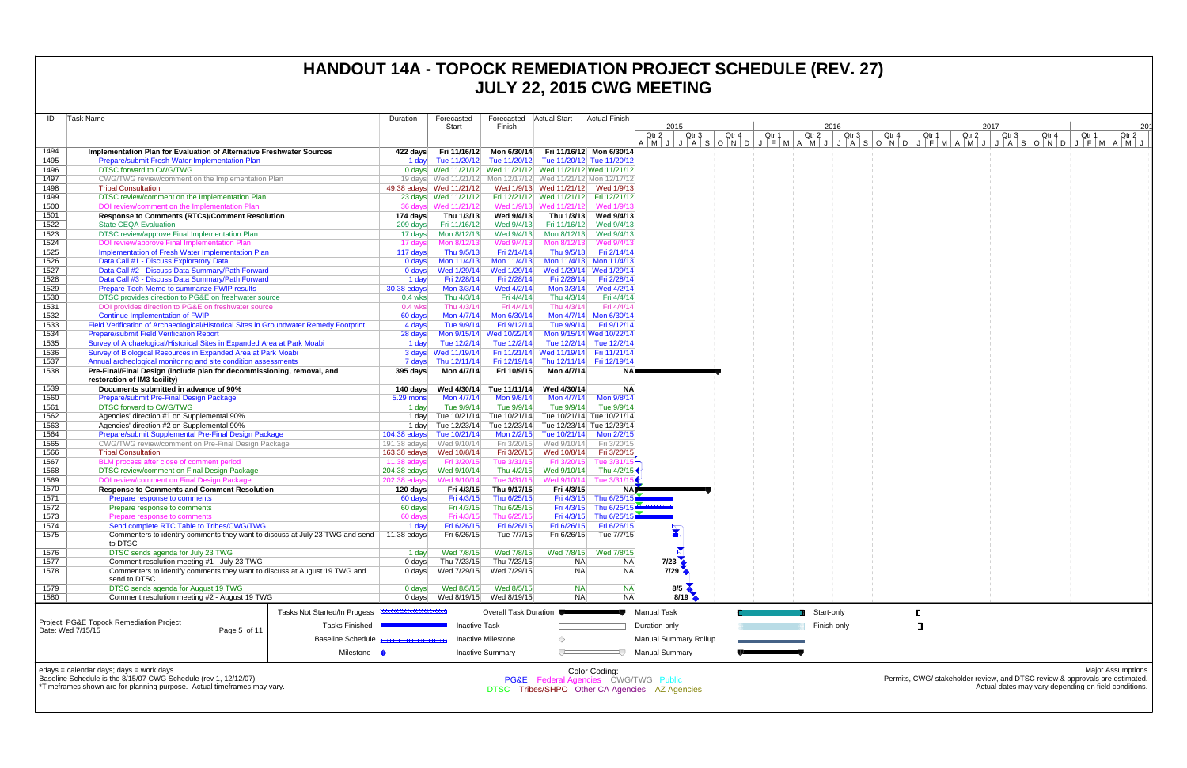# HANDOUT 14A - TOPOCK REMEDIATION PROJECT SCHEDULE (REV. 27)
## JULY 22, 2015 CWG MEETING

| ID | Task Name | Duration | Forecasted Start | Forecasted Finish | Actual Start | Actual Finish |
|---|---|---|---|---|---|---|
| 1494 | **Implementation Plan for Evaluation of Alternative Freshwater Sources** | **422 days** | **Fri 11/16/12** | **Mon 6/30/14** | **Fri 11/16/12** | **Mon 6/30/14** |
| 1495 | Prepare/submit Fresh Water Implementation Plan | 1 day | Tue 11/20/12 | Tue 11/20/12 | Tue 11/20/12 | Tue 11/20/12 |
| 1496 | DTSC forward to CWG/TWG | 0 days | Wed 11/21/12 | Wed 11/21/12 | Wed 11/21/12 | Wed 11/21/12 |
| 1497 | CWG/TWG review/comment on the Implementation Plan | 19 days | Wed 11/21/12 | Mon 12/17/12 | Wed 11/21/12 | Mon 12/17/12 |
| 1498 | Tribal Consultation | 49.38 edays | Wed 11/21/12 | Wed 1/9/13 | Wed 11/21/12 | Wed 1/9/13 |
| 1499 | DTSC review/comment on the Implementation Plan | 23 days | Wed 11/21/12 | Fri 12/21/12 | Wed 11/21/12 | Fri 12/21/12 |
| 1500 | DOI review/comment on the Implementation Plan | 36 days | Wed 11/21/12 | Wed 1/9/13 | Wed 11/21/12 | Wed 1/9/13 |
| 1501 | **Response to Comments (RTCs)/Comment Resolution** | **174 days** | **Thu 1/3/13** | **Wed 9/4/13** | **Thu 1/3/13** | **Wed 9/4/13** |
| 1522 | State CEQA Evaluation | 209 days | Fri 11/16/12 | Wed 9/4/13 | Fri 11/16/12 | Wed 9/4/13 |
| 1523 | DTSC review/approve Final Implementation Plan | 17 days | Mon 8/12/13 | Wed 9/4/13 | Mon 8/12/13 | Wed 9/4/13 |
| 1524 | DOI review/approve Final Implementation Plan | 17 days | Mon 8/12/13 | Wed 9/4/13 | Mon 8/12/13 | Wed 9/4/13 |
| 1525 | Implementation of Fresh Water Implementation Plan | 117 days | Thu 9/5/13 | Fri 2/14/14 | Thu 9/5/13 | Fri 2/14/14 |
| 1526 | Data Call #1 - Discuss Exploratory Data | 0 days | Mon 11/4/13 | Mon 11/4/13 | Mon 11/4/13 | Mon 11/4/13 |
| 1527 | Data Call #2 - Discuss Data Summary/Path Forward | 0 days | Wed 1/29/14 | Wed 1/29/14 | Wed 1/29/14 | Wed 1/29/14 |
| 1528 | Data Call #3 - Discuss Data Summary/Path Forward | 1 day | Fri 2/28/14 | Fri 2/28/14 | Fri 2/28/14 | Fri 2/28/14 |
| 1529 | Prepare Tech Memo to summarize FWIP results | 30.38 edays | Mon 3/3/14 | Wed 4/2/14 | Mon 3/3/14 | Wed 4/2/14 |
| 1530 | DTSC provides direction to PG&E on freshwater source | 0.4 wks | Thu 4/3/14 | Fri 4/4/14 | Thu 4/3/14 | Fri 4/4/14 |
| 1531 | DOI provides direction to PG&E on freshwater source | 0.4 wks | Thu 4/3/14 | Fri 4/4/14 | Thu 4/3/14 | Fri 4/4/14 |
| 1532 | Continue Implementation of FWIP | 60 days | Mon 4/7/14 | Mon 6/30/14 | Mon 4/7/14 | Mon 6/30/14 |
| 1533 | Field Verification of Archaeological/Historical Sites in Groundwater Remedy Footprint | 4 days | Tue 9/9/14 | Fri 9/12/14 | Tue 9/9/14 | Fri 9/12/14 |
| 1534 | Prepare/submit Field Verification Report | 28 days | Mon 9/15/14 | Wed 10/22/14 | Mon 9/15/14 | Wed 10/22/14 |
| 1535 | Survey of Archaeological/Historical Sites in Expanded Area at Park Moabi | 1 day | Tue 12/2/14 | Tue 12/2/14 | Tue 12/2/14 | Tue 12/2/14 |
| 1536 | Survey of Biological Resources in Expanded Area at Park Moabi | 3 days | Wed 11/19/14 | Fri 11/21/14 | Wed 11/19/14 | Fri 11/21/14 |
| 1537 | Annual archeological monitoring and site condition assessments | 7 days | Thu 12/11/14 | Fri 12/19/14 | Thu 12/11/14 | Fri 12/19/14 |
| 1538 | **Pre-Final/Final Design (include plan for decommissioning, removal, and restoration of IM3 facility)** | **395 days** | **Mon 4/7/14** | **Fri 10/9/15** | **Mon 4/7/14** | **NA** |
| 1539 | **Documents submitted in advance of 90%** | **140 days** | **Wed 4/30/14** | **Tue 11/11/14** | **Wed 4/30/14** | **NA** |
| 1560 | Prepare/submit Pre-Final Design Package | 5.29 mons | Mon 4/7/14 | Mon 9/8/14 | Mon 4/7/14 | Mon 9/8/14 |
| 1561 | DTSC forward to CWG/TWG | 1 day | Tue 9/9/14 | Tue 9/9/14 | Tue 9/9/14 | Tue 9/9/14 |
| 1562 | Agencies' direction #1 on Supplemental 90% | 1 day | Tue 10/21/14 | Tue 10/21/14 | Tue 10/21/14 | Tue 10/21/14 |
| 1563 | Agencies' direction #2 on Supplemental 90% | 1 day | Tue 12/23/14 | Tue 12/23/14 | Tue 12/23/14 | Tue 12/23/14 |
| 1564 | Prepare/submit Supplemental Pre-Final Design Package | 104.38 edays | Tue 10/21/14 | Mon 2/2/15 | Tue 10/21/14 | Mon 2/2/15 |
| 1565 | CWG/TWG review/comment on Pre-Final Design Package | 191.38 edays | Wed 9/10/14 | Fri 3/20/15 | Wed 9/10/14 | Fri 3/20/15 |
| 1566 | Tribal Consultation | 163.38 edays | Wed 10/8/14 | Fri 3/20/15 | Wed 10/8/14 | Fri 3/20/15 |
| 1567 | BLM process after close of comment period | 11.38 edays | Fri 3/20/15 | Tue 3/31/15 | Fri 3/20/15 | Tue 3/31/15 |
| 1568 | DTSC review/comment on Final Design Package | 204.38 edays | Wed 9/10/14 | Thu 4/2/15 | Wed 9/10/14 | Thu 4/2/15 |
| 1569 | DOI review/comment on Final Design Package | 202.38 edays | Wed 9/10/14 | Tue 3/31/15 | Wed 9/10/14 | Tue 3/31/15 |
| 1570 | **Response to Comments and Comment Resolution** | **120 days** | **Fri 4/3/15** | **Thu 9/17/15** | **Fri 4/3/15** | **NA** |
| 1571 | Prepare response to comments | 60 days | Fri 4/3/15 | Thu 6/25/15 | Fri 4/3/15 | Thu 6/25/15 |
| 1572 | Prepare response to comments | 60 days | Fri 4/3/15 | Thu 6/25/15 | Fri 4/3/15 | Thu 6/25/15 |
| 1573 | Prepare response to comments | 60 days | Fri 4/3/15 | Thu 6/25/15 | Fri 4/3/15 | Thu 6/25/15 |
| 1574 | Send complete RTC Table to Tribes/CWG/TWG | 1 day | Fri 6/26/15 | Fri 6/26/15 | Fri 6/26/15 | Fri 6/26/15 |
| 1575 | Commenters to identify comments they want to discuss at July 23 TWG and send to DTSC | 11.38 edays | Fri 6/26/15 | Tue 7/7/15 | Fri 6/26/15 | Tue 7/7/15 |
| 1576 | DTSC sends agenda for July 23 TWG | 1 day | Wed 7/8/15 | Wed 7/8/15 | Wed 7/8/15 | Wed 7/8/15 |
| 1577 | Comment resolution meeting #1 - July 23 TWG | 0 days | Thu 7/23/15 | Thu 7/23/15 | NA | NA |
| 1578 | Commenters to identify comments they want to discuss at August 19 TWG and send to DTSC | 0 days | Wed 7/29/15 | Wed 7/29/15 | NA | NA |
| 1579 | DTSC sends agenda for August 19 TWG | 0 days | Wed 8/5/15 | Wed 8/5/15 | NA | NA |
| 1580 | Comment resolution meeting #2 - August 19 TWG | 0 days | Wed 8/19/15 | Wed 8/19/15 | NA | NA |

Project: PG&E Topock Remediation Project
Date: Wed 7/15/15

Legend: Tasks Not Started/In Progess; Tasks Finished; Baseline Schedule; Milestone; Overall Task Duration; Inactive Task; Inactive Milestone; Inactive Summary; Manual Task; Duration-only; Manual Summary Rollup; Manual Summary; Start-only; Finish-only

edays = calendar days; days = work days
Baseline Schedule is the 8/15/07 CWG Schedule (rev 1, 12/12/07).
*Timeframes shown are for planning purpose. Actual timeframes may vary.

Color Coding:
PG&E Federal Agencies CWG/TWG Public
DTSC Tribes/SHPO Other CA Agencies AZ Agencies

Major Assumptions
- Permits, CWG/ stakeholder review, and DTSC review & approvals are estimated.
- Actual dates may vary depending on field conditions.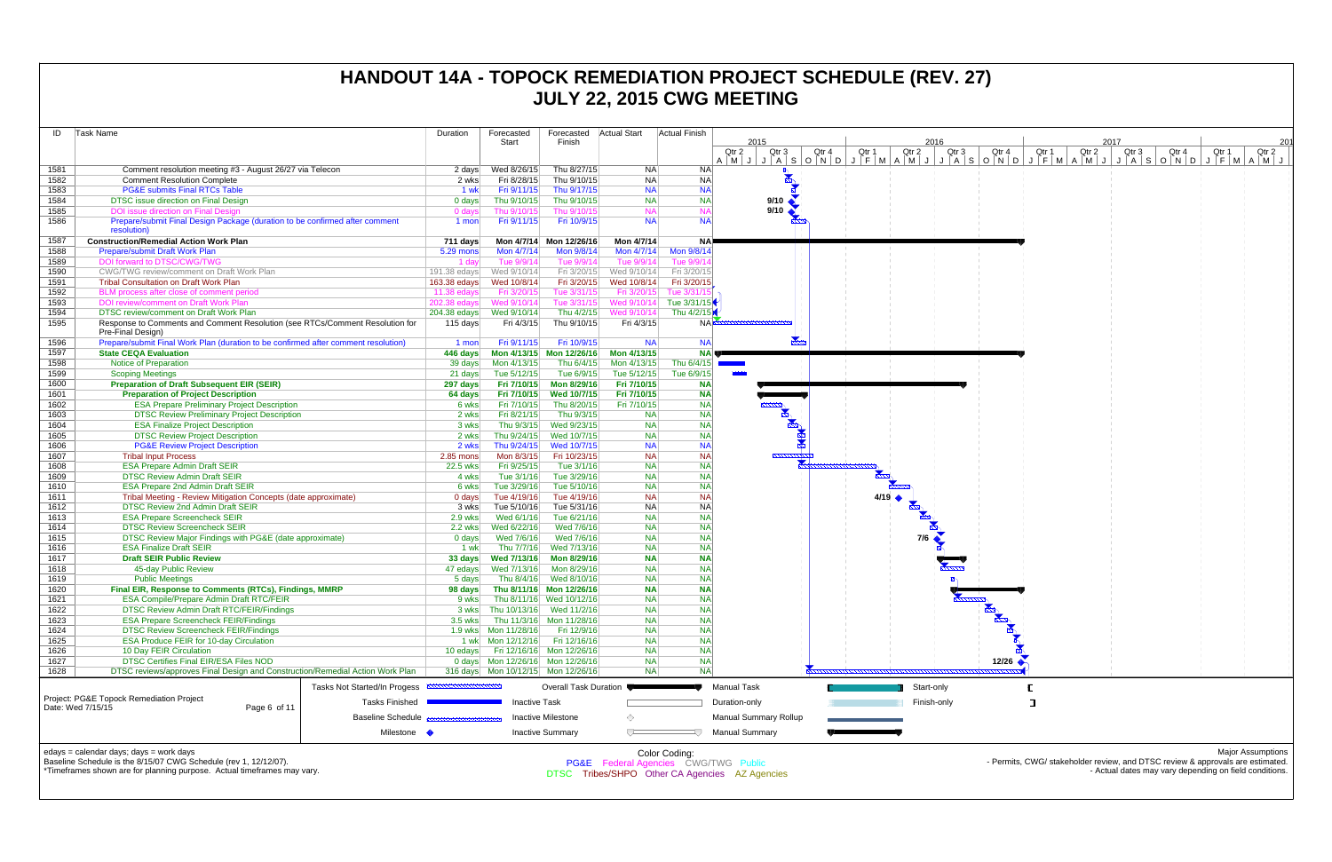# HANDOUT 14A - TOPOCK REMEDIATION PROJECT SCHEDULE (REV. 27)
# JULY 22, 2015 CWG MEETING

| ID | Task Name | Duration | Forecasted Start | Forecasted Finish | Actual Start | Actual Finish |
|---|---|---|---|---|---|---|
| 1581 | Comment resolution meeting #3 - August 26/27 via Telecon | 2 days | Wed 8/26/15 | Thu 8/27/15 | NA | NA |
| 1582 | Comment Resolution Complete | 2 wks | Fri 8/28/15 | Thu 9/10/15 | NA | NA |
| 1583 | PG&E submits Final RTCs Table | 1 wk | Fri 9/11/15 | Thu 9/17/15 | NA | NA |
| 1584 | DTSC issue direction on Final Design | 0 days | Thu 9/10/15 | Thu 9/10/15 | NA | NA |
| 1585 | DOI issue direction on Final Design | 0 days | Thu 9/10/15 | Thu 9/10/15 | NA | NA |
| 1586 | Prepare/submit Final Design Package (duration to be confirmed after comment resolution) | 1 mon | Fri 9/11/15 | Fri 10/9/15 | NA | NA |
| 1587 | **Construction/Remedial Action Work Plan** | **711 days** | **Mon 4/7/14** | **Mon 12/26/16** | **Mon 4/7/14** | **NA** |
| 1588 | Prepare/submit Draft Work Plan | 5.29 mons | Mon 4/7/14 | Mon 9/8/14 | Mon 4/7/14 | Mon 9/8/14 |
| 1589 | DOI forward to DTSC/CWG/TWG | 1 day | Tue 9/9/14 | Tue 9/9/14 | Tue 9/9/14 | Tue 9/9/14 |
| 1590 | CWG/TWG review/comment on Draft Work Plan | 191.38 edays | Wed 9/10/14 | Fri 3/20/15 | Wed 9/10/14 | Fri 3/20/15 |
| 1591 | Tribal Consultation on Draft Work Plan | 163.38 edays | Wed 10/8/14 | Fri 3/20/15 | Wed 10/8/14 | Fri 3/20/15 |
| 1592 | BLM process after close of comment period | 11.38 edays | Fri 3/20/15 | Tue 3/31/15 | Fri 3/20/15 | Tue 3/31/15 |
| 1593 | DOI review/comment on Draft Work Plan | 202.38 edays | Wed 9/10/14 | Tue 3/31/15 | Wed 9/10/14 | Tue 3/31/15 |
| 1594 | DTSC review/comment on Draft Work Plan | 204.38 edays | Wed 9/10/14 | Thu 4/2/15 | Wed 9/10/14 | Thu 4/2/15 |
| 1595 | Response to Comments and Comment Resolution (see RTCs/Comment Resolution for Pre-Final Design) | 115 days | Fri 4/3/15 | Thu 9/10/15 | Fri 4/3/15 | NA |
| 1596 | Prepare/submit Final Work Plan (duration to be confirmed after comment resolution) | 1 mon | Fri 9/11/15 | Fri 10/9/15 | NA | NA |
| 1597 | **State CEQA Evaluation** | **446 days** | **Mon 4/13/15** | **Mon 12/26/16** | **Mon 4/13/15** | **NA** |
| 1598 | Notice of Preparation | 39 days | Mon 4/13/15 | Thu 6/4/15 | Mon 4/13/15 | Thu 6/4/15 |
| 1599 | Scoping Meetings | 21 days | Tue 5/12/15 | Tue 6/9/15 | Tue 5/12/15 | Tue 6/9/15 |
| 1600 | **Preparation of Draft Subsequent EIR (SEIR)** | **297 days** | **Fri 7/10/15** | **Mon 8/29/16** | **Fri 7/10/15** | **NA** |
| 1601 | **Preparation of Project Description** | **64 days** | **Fri 7/10/15** | **Wed 10/7/15** | **Fri 7/10/15** | **NA** |
| 1602 | ESA Prepare Preliminary Project Description | 6 wks | Fri 7/10/15 | Thu 8/20/15 | Fri 7/10/15 | NA |
| 1603 | DTSC Review Preliminary Project Description | 2 wks | Fri 8/21/15 | Thu 9/3/15 | NA | NA |
| 1604 | ESA Finalize Project Description | 3 wks | Thu 9/3/15 | Wed 9/23/15 | NA | NA |
| 1605 | DTSC Review Project Description | 2 wks | Thu 9/24/15 | Wed 10/7/15 | NA | NA |
| 1606 | PG&E Review Project Description | 2 wks | Thu 9/24/15 | Wed 10/7/15 | NA | NA |
| 1607 | Tribal Input Process | 2.85 mons | Mon 8/3/15 | Fri 10/23/15 | NA | NA |
| 1608 | ESA Prepare Admin Draft SEIR | 22.5 wks | Fri 9/25/15 | Tue 3/1/16 | NA | NA |
| 1609 | DTSC Review Admin Draft SEIR | 4 wks | Tue 3/1/16 | Tue 3/29/16 | NA | NA |
| 1610 | ESA Prepare 2nd Admin Draft SEIR | 6 wks | Tue 3/29/16 | Tue 5/10/16 | NA | NA |
| 1611 | Tribal Meeting - Review Mitigation Concepts (date approximate) | 0 days | Tue 4/19/16 | Tue 4/19/16 | NA | NA |
| 1612 | DTSC Review 2nd Admin Draft SEIR | 3 wks | Tue 5/10/16 | Tue 5/31/16 | NA | NA |
| 1613 | ESA Prepare Screencheck SEIR | 2.9 wks | Wed 6/1/16 | Tue 6/21/16 | NA | NA |
| 1614 | DTSC Review Screencheck SEIR | 2.2 wks | Wed 6/22/16 | Wed 7/6/16 | NA | NA |
| 1615 | DTSC Review Major Findings with PG&E (date approximate) | 0 days | Wed 7/6/16 | Wed 7/6/16 | NA | NA |
| 1616 | ESA Finalize Draft SEIR | 1 wk | Thu 7/7/16 | Wed 7/13/16 | NA | NA |
| 1617 | **Draft SEIR Public Review** | **33 days** | **Wed 7/13/16** | **Mon 8/29/16** | **NA** | **NA** |
| 1618 | 45-day Public Review | 47 edays | Wed 7/13/16 | Mon 8/29/16 | NA | NA |
| 1619 | Public Meetings | 5 days | Thu 8/4/16 | Wed 8/10/16 | NA | NA |
| 1620 | **Final EIR, Response to Comments (RTCs), Findings, MMRP** | **98 days** | **Thu 8/11/16** | **Mon 12/26/16** | **NA** | **NA** |
| 1621 | ESA Compile/Prepare Admin Draft RTC/FEIR | 9 wks | Thu 8/11/16 | Wed 10/12/16 | NA | NA |
| 1622 | DTSC Review Admin Draft RTC/FEIR/Findings | 3 wks | Thu 10/13/16 | Wed 11/2/16 | NA | NA |
| 1623 | ESA Prepare Screencheck FEIR/Findings | 3.5 wks | Thu 11/3/16 | Mon 11/28/16 | NA | NA |
| 1624 | DTSC Review Screencheck FEIR/Findings | 1.9 wks | Mon 11/28/16 | Fri 12/9/16 | NA | NA |
| 1625 | ESA Produce FEIR for 10-day Circulation | 1 wk | Mon 12/12/16 | Fri 12/16/16 | NA | NA |
| 1626 | 10 Day FEIR Circulation | 10 edays | Fri 12/16/16 | Mon 12/26/16 | NA | NA |
| 1627 | DTSC Certifies Final EIR/ESA Files NOD | 0 days | Mon 12/26/16 | Mon 12/26/16 | NA | NA |
| 1628 | DTSC reviews/approves Final Design and Construction/Remedial Action Work Plan | 316 days | Mon 10/12/15 | Mon 12/26/16 | NA | NA |

Project: PG&E Topock Remediation Project
Date: Wed 7/15/15

Legend: Tasks Not Started/In Progess; Tasks Finished; Baseline Schedule; Milestone; Overall Task Duration; Inactive Task; Inactive Milestone; Inactive Summary; Manual Task; Duration-only; Manual Summary Rollup; Manual Summary; Start-only; Finish-only

edays = calendar days; days = work days
Baseline Schedule is the 8/15/07 CWG Schedule (rev 1, 12/12/07).
*Timeframes shown are for planning purpose. Actual timeframes may vary.

Color Coding:
PG&E Federal Agencies CWG/TWG Public
DTSC Tribes/SHPO Other CA Agencies AZ Agencies

Major Assumptions
- Permits, CWG/ stakeholder review, and DTSC review & approvals are estimated.
- Actual dates may vary depending on field conditions.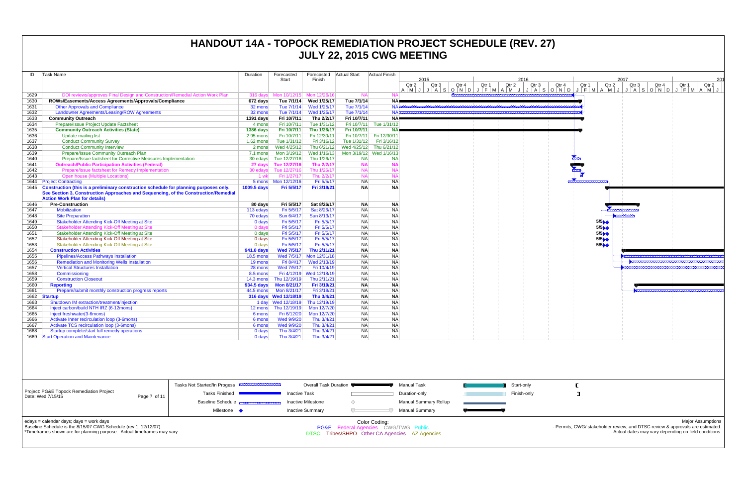# HANDOUT 14A - TOPOCK REMEDIATION PROJECT SCHEDULE (REV. 27)
## JULY 22, 2015 CWG MEETING

| ID | Task Name | Duration | Forecasted Start | Forecasted Finish | Actual Start | Actual Finish |
|---|---|---|---|---|---|---|
| 1629 | DOI reviews/approves Final Design and Construction/Remedial Action Work Plan | 316 days | Mon 10/12/15 | Mon 12/26/16 | NA | NA |
| 1630 | **ROWs/Easements/Access Agreements/Approvals/Compliance** | **672 days** | **Tue 7/1/14** | **Wed 1/25/17** | **Tue 7/1/14** | **NA** |
| 1631 | Other Approvals and Compliance | 32 mons | Tue 7/1/14 | Wed 1/25/17 | Tue 7/1/14 | NA |
| 1632 | Landowner Agreements/Leasing/ROW Agreements | 32 mons | Tue 7/1/14 | Wed 1/25/17 | Tue 7/1/14 | NA |
| 1633 | **Community Outreach** | **1391 days** | **Fri 10/7/11** | **Thu 2/2/17** | **Fri 10/7/11** | **NA** |
| 1634 | Prepare/Issue Project Update Factsheet | 4 mons | Fri 10/7/11 | Tue 1/31/12 | Fri 10/7/11 | Tue 1/31/12 |
| 1635 | **Community Outreach Activities (State)** | **1386 days** | **Fri 10/7/11** | **Thu 1/26/17** | **Fri 10/7/11** | **NA** |
| 1636 | Update mailing list | 2.95 mons | Fri 10/7/11 | Fri 12/30/11 | Fri 10/7/11 | Fri 12/30/11 |
| 1637 | Conduct Community Survey | 1.62 mons | Tue 1/31/12 | Fri 3/16/12 | Tue 1/31/12 | Fri 3/16/12 |
| 1638 | Conduct Community Interview | 2 mons | Wed 4/25/12 | Thu 6/21/12 | Wed 4/25/12 | Thu 6/21/12 |
| 1639 | Prepare/Issue Community Outreach Plan | 7.1 mons | Mon 3/19/12 | Wed 1/16/13 | Mon 3/19/12 | Wed 1/16/13 |
| 1640 | Prepare/issue factsheet for Corrective Measures Implementation | 30 edays | Tue 12/27/16 | Thu 1/26/17 | NA | NA |
| 1641 | **Outreach/Public Participation Activities (Federal)** | **27 days** | **Tue 12/27/16** | **Thu 2/2/17** | **NA** | **NA** |
| 1642 | Prepare/issue factsheet for Remedy Implementation | 30 edays | Tue 12/27/16 | Thu 1/26/17 | NA | NA |
| 1643 | Open house (Multiple Locations) | 1 wk | Fri 1/27/17 | Thu 2/2/17 | NA | NA |
| 1644 | Project Contracting | 5 mons | Mon 12/12/16 | Fri 5/5/17 | NA | NA |
| 1645 | **Construction (this is a preliminary construction schedule for planning purposes only. See Section 3, Construction Approaches and Sequencing, of the Construction/Remedial Action Work Plan for details)** | **1009.5 days** | **Fri 5/5/17** | **Fri 3/19/21** | **NA** | **NA** |
| 1646 | **Pre-Construction** | **80 days** | **Fri 5/5/17** | **Sat 8/26/17** | **NA** | **NA** |
| 1647 | Mobilization | 113 edays | Fri 5/5/17 | Sat 8/26/17 | NA | NA |
| 1648 | Site Preparation | 70 edays | Sun 6/4/17 | Sun 8/13/17 | NA | NA |
| 1649 | Stakeholder Attending Kick-Off Meeting at Site | 0 days | Fri 5/5/17 | Fri 5/5/17 | NA | NA |
| 1650 | Stakeholder Attending Kick-Off Meeting at Site | 0 days | Fri 5/5/17 | Fri 5/5/17 | NA | NA |
| 1651 | Stakeholder Attending Kick-Off Meeting at Site | 0 days | Fri 5/5/17 | Fri 5/5/17 | NA | NA |
| 1652 | Stakeholder Attending Kick-Off Meeting at Site | 0 days | Fri 5/5/17 | Fri 5/5/17 | NA | NA |
| 1653 | Stakeholder Attending Kick-Off Meeting at Site | 0 days | Fri 5/5/17 | Fri 5/5/17 | NA | NA |
| 1654 | **Construction Activities** | **941.8 days** | **Wed 7/5/17** | **Thu 2/11/21** | **NA** | **NA** |
| 1655 | Pipelines/Access Pathways Installation | 18.5 mons | Wed 7/5/17 | Mon 12/31/18 | NA | NA |
| 1656 | Remediation and Monitoring Wells Installation | 19 mons | Fri 8/4/17 | Wed 2/13/19 | NA | NA |
| 1657 | Vertical Structures Installation | 28 mons | Wed 7/5/17 | Fri 10/4/19 | NA | NA |
| 1658 | Commissioning | 8.5 mons | Fri 4/12/19 | Wed 12/18/19 | NA | NA |
| 1659 | Construction Closeout | 14.3 mons | Thu 12/19/19 | Thu 2/11/21 | NA | NA |
| 1660 | **Reporting** | **934.5 days** | **Mon 8/21/17** | **Fri 3/19/21** | **NA** | **NA** |
| 1661 | Prepare/submit monthly construction progress reports | 44.5 mons | Mon 8/21/17 | Fri 3/19/21 | NA | NA |
| 1662 | **Startup** | **316 days** | **Wed 12/18/19** | **Thu 3/4/21** | **NA** | **NA** |
| 1663 | Shutdown IM extraction/treatment/injection | 1 day | Wed 12/18/19 | Thu 12/19/19 | NA | NA |
| 1664 | Inject carbon/build NTH IRZ (6-12mons) | 12 mons | Thu 12/19/19 | Mon 12/7/20 | NA | NA |
| 1665 | Inject freshwater(3-6mons) | 6 mons | Fri 6/12/20 | Mon 12/7/20 | NA | NA |
| 1666 | Activate Inner recirculation loop (3-6mons) | 6 mons | Wed 9/9/20 | Thu 3/4/21 | NA | NA |
| 1667 | Activate TCS recirculation loop (3-6mons) | 6 mons | Wed 9/9/20 | Thu 3/4/21 | NA | NA |
| 1668 | Startup complete/start full remedy operations | 0 days | Thu 3/4/21 | Thu 3/4/21 | NA | NA |
| 1669 | Start Operation and Maintenance | 0 days | Thu 3/4/21 | Thu 3/4/21 | NA | NA |

Project: PG&E Topock Remediation Project
Date: Wed 7/15/15

Legend: Tasks Not Started/In Progess; Tasks Finished; Baseline Schedule; Milestone; Overall Task Duration; Inactive Task; Inactive Milestone; Inactive Summary; Manual Task; Duration-only; Manual Summary Rollup; Manual Summary; Start-only; Finish-only

edays = calendar days; days = work days
Baseline Schedule is the 8/15/07 CWG Schedule (rev 1, 12/12/07).
*Timeframes shown are for planning purpose. Actual timeframes may vary.

Color Coding:
PG&E Federal Agencies CWG/TWG Public
DTSC Tribes/SHPO Other CA Agencies AZ Agencies

Major Assumptions
- Permits, CWG/ stakeholder review, and DTSC review & approvals are estimated.
- Actual dates may vary depending on field conditions.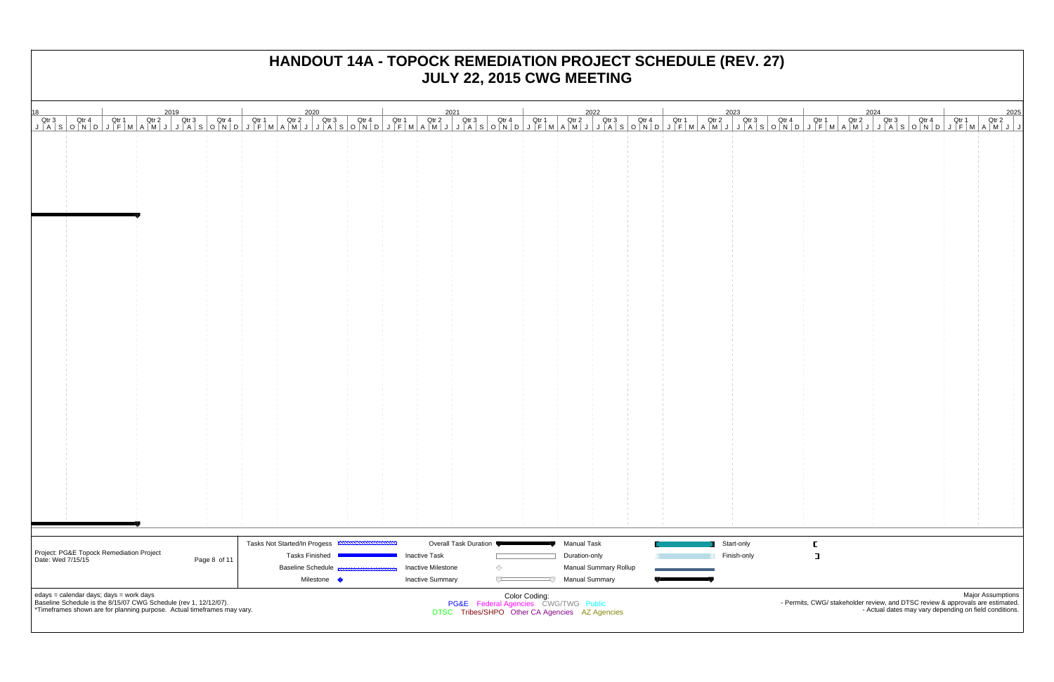# HANDOUT 14A - TOPOCK REMEDIATION PROJECT SCHEDULE (REV. 27)
## JULY 22, 2015 CWG MEETING

| 18 | | | | | 2019 | | | | 2020 | | | | 2021 | | | | 2022 | | | | 2023 | | | | 2024 | | | | 2025 | |
|---|---|---|---|---|---|---|---|---|---|---|---|---|---|---|---|---|---|---|---|---|---|---|---|---|---|---|---|---|---|---|
| Qtr 3 | Qtr 4 | Qtr 1 | Qtr 2 | Qtr 3 | Qtr 4 | Qtr 1 | Qtr 2 | Qtr 3 | Qtr 4 | Qtr 1 | Qtr 2 | Qtr 3 | Qtr 4 | Qtr 1 | Qtr 2 | Qtr 3 | Qtr 4 | Qtr 1 | Qtr 2 | Qtr 3 | Qtr 4 | Qtr 1 | Qtr 2 | Qtr 3 | Qtr 4 | Qtr 1 | Qtr 2 | | | |

Project: PG&E Topock Remediation Project
Date: Wed 7/15/15

Page 8 of 11

| | | | | | |
|---|---|---|---|---|---|
| Tasks Not Started/In Progess | | Overall Task Duration | | Manual Task | |
| Tasks Finished | | Inactive Task | | Duration-only | |
| Baseline Schedule | | Inactive Milestone | | Manual Summary Rollup | |
| Milestone | | Inactive Summary | | Manual Summary | |
| Start-only | | Finish-only | | | |

edays = calendar days; days = work days
Baseline Schedule is the 8/15/07 CWG Schedule (rev 1, 12/12/07).
*Timeframes shown are for planning purpose. Actual timeframes may vary.

Color Coding:
PG&E Federal Agencies CWG/TWG Public
DTSC Tribes/SHPO Other CA Agencies AZ Agencies

Major Assumptions
- Permits, CWG/ stakeholder review, and DTSC review & approvals are estimated.
- Actual dates may vary depending on field conditions.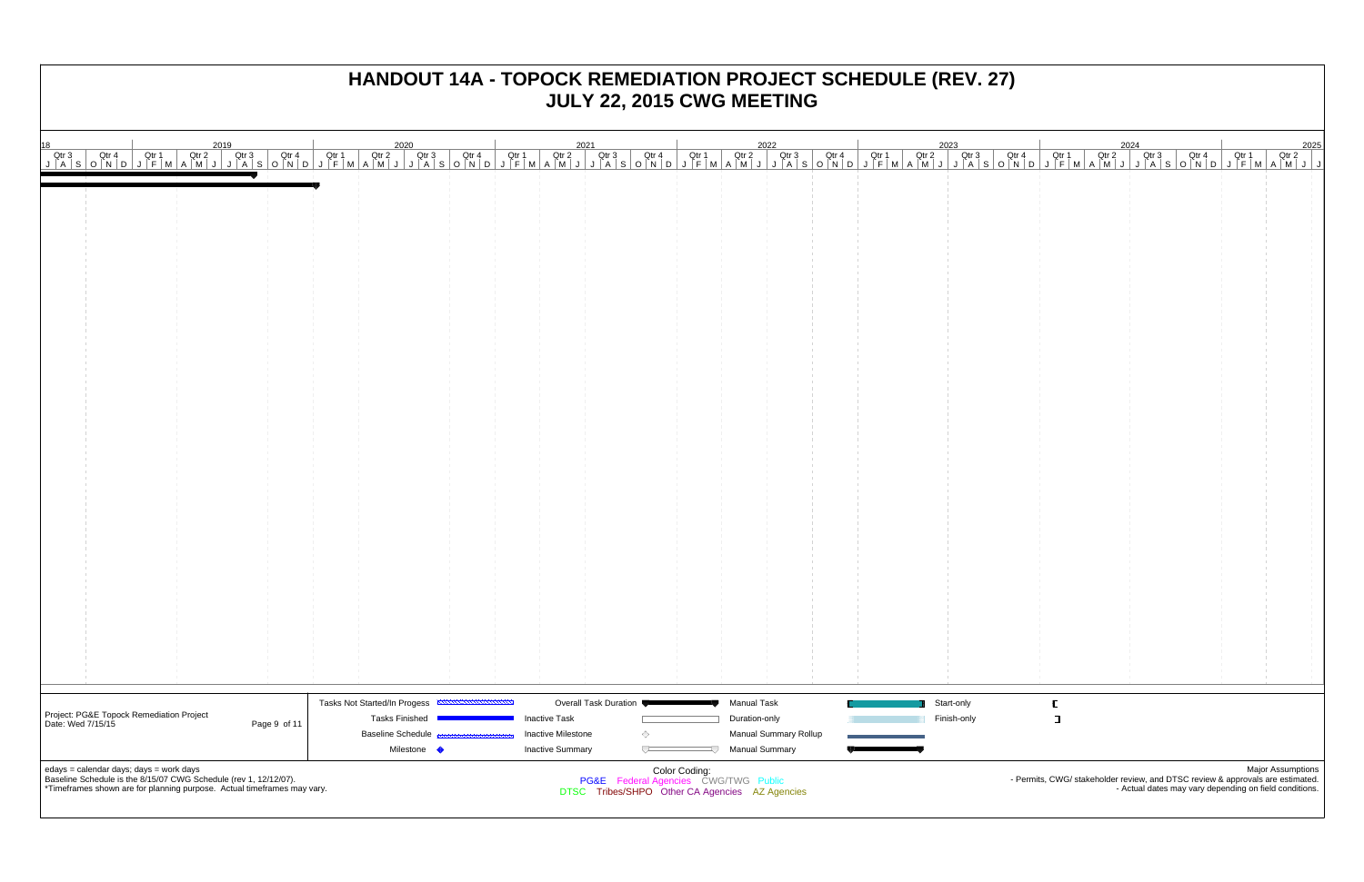# HANDOUT 14A - TOPOCK REMEDIATION PROJECT SCHEDULE (REV. 27)
# JULY 22, 2015 CWG MEETING

| Legend | | | | | | | |
|---|---|---|---|---|---|---|---|
| Tasks Not Started/In Progess | | Overall Task Duration | | Manual Task | | Start-only | |
| Tasks Finished | | Inactive Task | | Duration-only | | Finish-only | |
| Baseline Schedule | | Inactive Milestone | | Manual Summary Rollup | | | |
| Milestone | | Inactive Summary | | Manual Summary | | | |

Project: PG&E Topock Remediation Project
Date: Wed 7/15/15

edays = calendar days; days = work days
Baseline Schedule is the 8/15/07 CWG Schedule (rev 1, 12/12/07).
*Timeframes shown are for planning purpose. Actual timeframes may vary.

Color Coding:
PG&E Federal Agencies CWG/TWG Public
DTSC Tribes/SHPO Other CA Agencies AZ Agencies

Major Assumptions
- Permits, CWG/ stakeholder review, and DTSC review & approvals are estimated.
- Actual dates may vary depending on field conditions.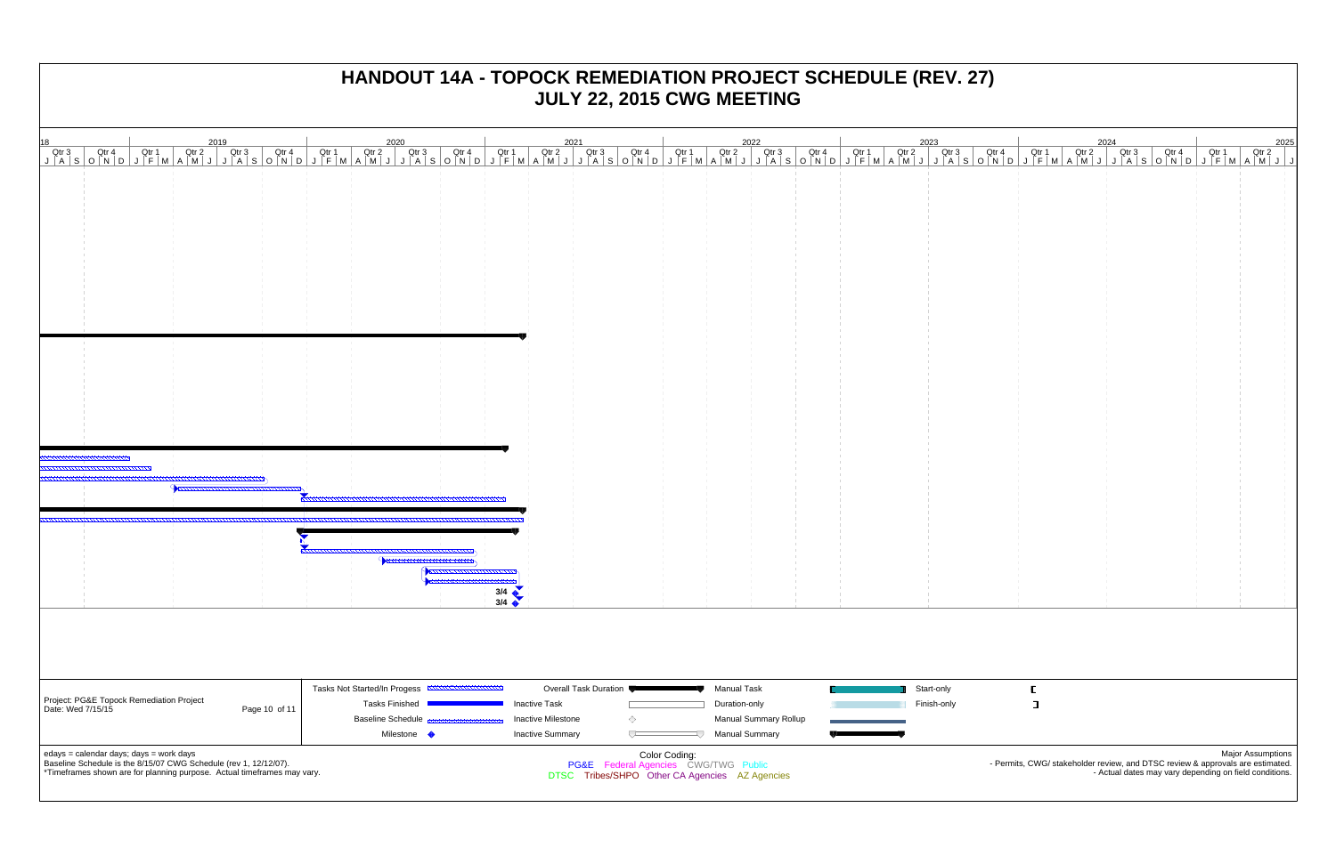# HANDOUT 14A - TOPOCK REMEDIATION PROJECT SCHEDULE (REV. 27)
# JULY 22, 2015 CWG MEETING

18 | 2019 | 2020 | 2021 | 2022 | 2023 | 2024 | 2025

Qtr 3 | Qtr 4 | Qtr 1 | Qtr 2 | Qtr 3 | Qtr 4 | ...

J A S O N D J F M A M J J A S O N D ...

3/4

3/4

| | | | | | |
|---|---|---|---|---|---|
| Tasks Not Started/In Progess | | Overall Task Duration | | Manual Task | Start-only |
| Tasks Finished | | Inactive Task | | Duration-only | Finish-only |
| Baseline Schedule | | Inactive Milestone | | Manual Summary Rollup | |
| Milestone | | Inactive Summary | | Manual Summary | |

Project: PG&E Topock Remediation Project
Date: Wed 7/15/15

Page 10 of 11

edays = calendar days; days = work days
Baseline Schedule is the 8/15/07 CWG Schedule (rev 1, 12/12/07).
*Timeframes shown are for planning purpose. Actual timeframes may vary.

Color Coding:
PG&E Federal Agencies CWG/TWG Public
DTSC Tribes/SHPO Other CA Agencies AZ Agencies

Major Assumptions
- Permits, CWG/ stakeholder review, and DTSC review & approvals are estimated.
- Actual dates may vary depending on field conditions.